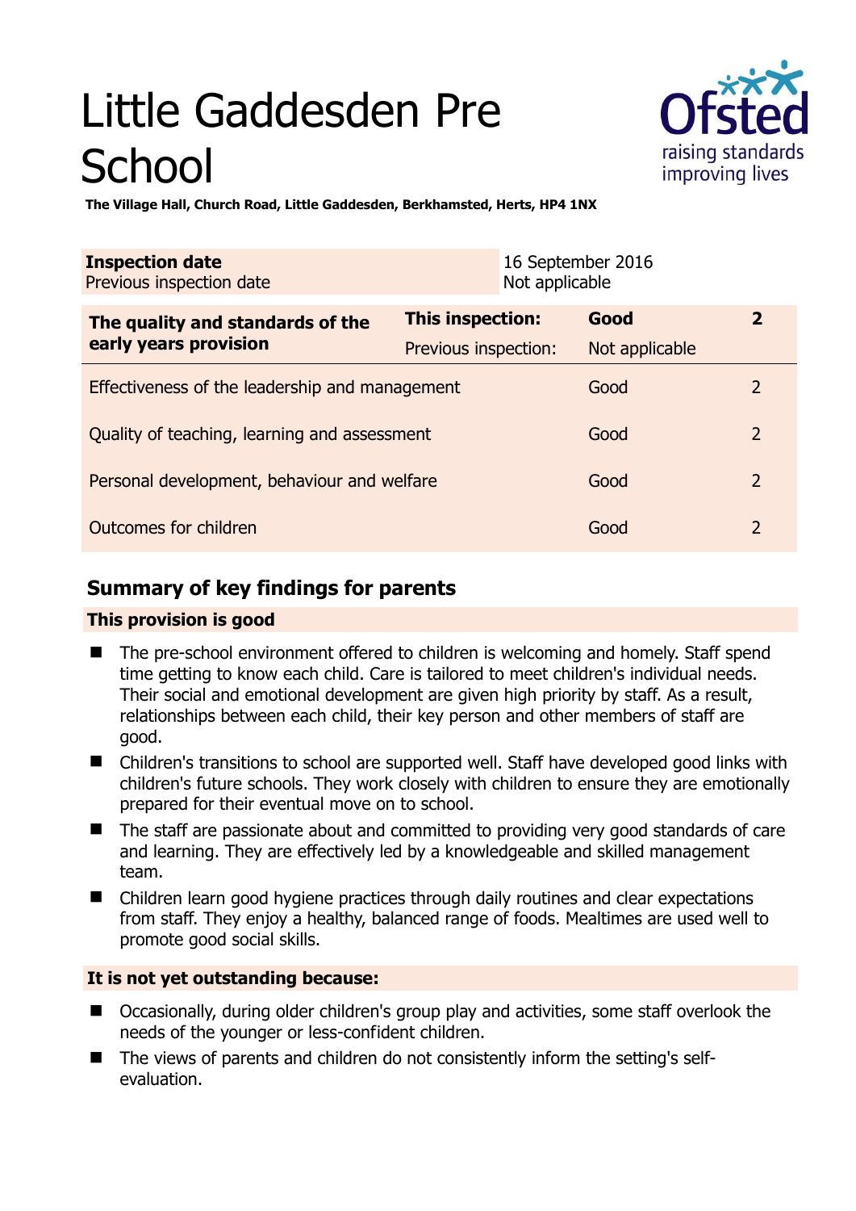# Little Gaddesden Pre School

**The Village Hall, Church Road, Little Gaddesden, Berkhamsted, Herts, HP4 1NX**

| **Inspection date**<br>Previous inspection date | 16 September 2016<br>Not applicable | | |
|---|---|---|---|
| **The quality and standards of the early years provision** | **This inspection:**<br>Previous inspection: | **Good**<br>Not applicable | **2** |
| Effectiveness of the leadership and management | | Good | 2 |
| Quality of teaching, learning and assessment | | Good | 2 |
| Personal development, behaviour and welfare | | Good | 2 |
| Outcomes for children | | Good | 2 |

## Summary of key findings for parents

### This provision is good

- The pre-school environment offered to children is welcoming and homely. Staff spend time getting to know each child. Care is tailored to meet children's individual needs. Their social and emotional development are given high priority by staff. As a result, relationships between each child, their key person and other members of staff are good.
- Children's transitions to school are supported well. Staff have developed good links with children's future schools. They work closely with children to ensure they are emotionally prepared for their eventual move on to school.
- The staff are passionate about and committed to providing very good standards of care and learning. They are effectively led by a knowledgeable and skilled management team.
- Children learn good hygiene practices through daily routines and clear expectations from staff. They enjoy a healthy, balanced range of foods. Mealtimes are used well to promote good social skills.

### It is not yet outstanding because:

- Occasionally, during older children's group play and activities, some staff overlook the needs of the younger or less-confident children.
- The views of parents and children do not consistently inform the setting's self-evaluation.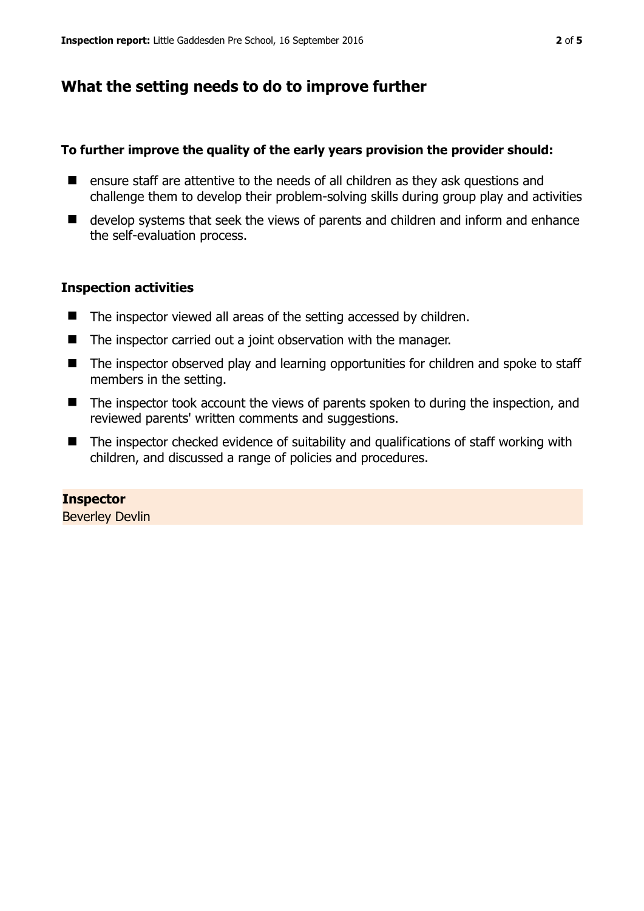## What the setting needs to do to improve further

**To further improve the quality of the early years provision the provider should:**

- ensure staff are attentive to the needs of all children as they ask questions and challenge them to develop their problem-solving skills during group play and activities
- develop systems that seek the views of parents and children and inform and enhance the self-evaluation process.

### Inspection activities

- The inspector viewed all areas of the setting accessed by children.
- The inspector carried out a joint observation with the manager.
- The inspector observed play and learning opportunities for children and spoke to staff members in the setting.
- The inspector took account the views of parents spoken to during the inspection, and reviewed parents' written comments and suggestions.
- The inspector checked evidence of suitability and qualifications of staff working with children, and discussed a range of policies and procedures.

**Inspector**
Beverley Devlin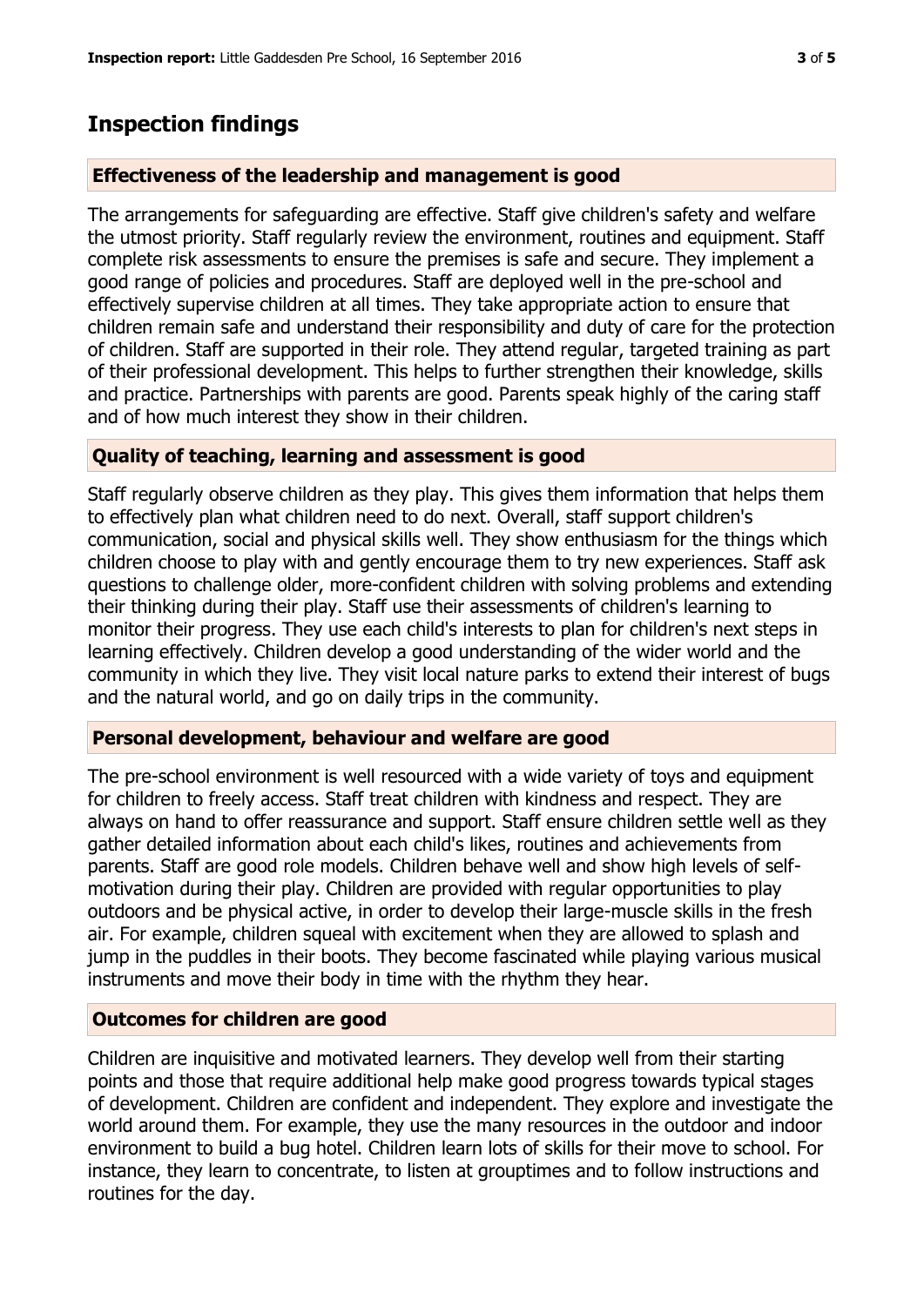## Inspection findings

### Effectiveness of the leadership and management is good

The arrangements for safeguarding are effective. Staff give children's safety and welfare the utmost priority. Staff regularly review the environment, routines and equipment. Staff complete risk assessments to ensure the premises is safe and secure. They implement a good range of policies and procedures. Staff are deployed well in the pre-school and effectively supervise children at all times. They take appropriate action to ensure that children remain safe and understand their responsibility and duty of care for the protection of children. Staff are supported in their role. They attend regular, targeted training as part of their professional development. This helps to further strengthen their knowledge, skills and practice. Partnerships with parents are good. Parents speak highly of the caring staff and of how much interest they show in their children.

### Quality of teaching, learning and assessment is good

Staff regularly observe children as they play. This gives them information that helps them to effectively plan what children need to do next. Overall, staff support children's communication, social and physical skills well. They show enthusiasm for the things which children choose to play with and gently encourage them to try new experiences. Staff ask questions to challenge older, more-confident children with solving problems and extending their thinking during their play. Staff use their assessments of children's learning to monitor their progress. They use each child's interests to plan for children's next steps in learning effectively. Children develop a good understanding of the wider world and the community in which they live. They visit local nature parks to extend their interest of bugs and the natural world, and go on daily trips in the community.

### Personal development, behaviour and welfare are good

The pre-school environment is well resourced with a wide variety of toys and equipment for children to freely access. Staff treat children with kindness and respect. They are always on hand to offer reassurance and support. Staff ensure children settle well as they gather detailed information about each child's likes, routines and achievements from parents. Staff are good role models. Children behave well and show high levels of self-motivation during their play. Children are provided with regular opportunities to play outdoors and be physical active, in order to develop their large-muscle skills in the fresh air. For example, children squeal with excitement when they are allowed to splash and jump in the puddles in their boots. They become fascinated while playing various musical instruments and move their body in time with the rhythm they hear.

### Outcomes for children are good

Children are inquisitive and motivated learners. They develop well from their starting points and those that require additional help make good progress towards typical stages of development. Children are confident and independent. They explore and investigate the world around them. For example, they use the many resources in the outdoor and indoor environment to build a bug hotel. Children learn lots of skills for their move to school. For instance, they learn to concentrate, to listen at grouptimes and to follow instructions and routines for the day.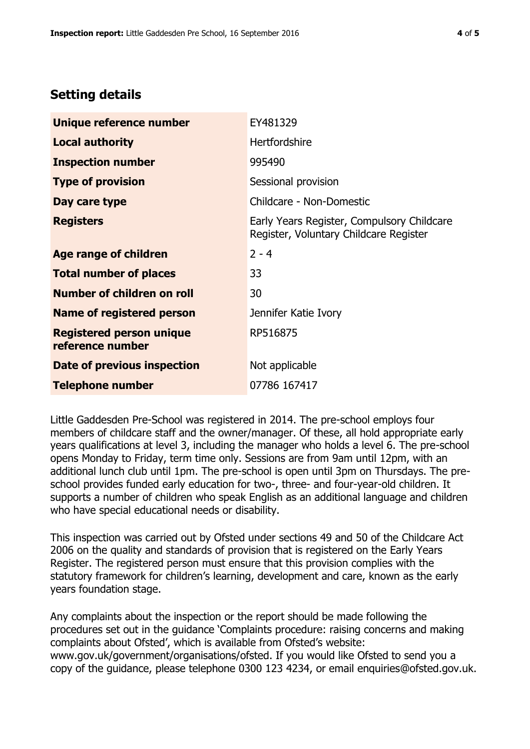## Setting details

| | |
|---|---|
| **Unique reference number** | EY481329 |
| **Local authority** | Hertfordshire |
| **Inspection number** | 995490 |
| **Type of provision** | Sessional provision |
| **Day care type** | Childcare - Non-Domestic |
| **Registers** | Early Years Register, Compulsory Childcare Register, Voluntary Childcare Register |
| **Age range of children** | 2 - 4 |
| **Total number of places** | 33 |
| **Number of children on roll** | 30 |
| **Name of registered person** | Jennifer Katie Ivory |
| **Registered person unique reference number** | RP516875 |
| **Date of previous inspection** | Not applicable |
| **Telephone number** | 07786 167417 |

Little Gaddesden Pre-School was registered in 2014. The pre-school employs four members of childcare staff and the owner/manager. Of these, all hold appropriate early years qualifications at level 3, including the manager who holds a level 6. The pre-school opens Monday to Friday, term time only. Sessions are from 9am until 12pm, with an additional lunch club until 1pm. The pre-school is open until 3pm on Thursdays. The pre-school provides funded early education for two-, three- and four-year-old children. It supports a number of children who speak English as an additional language and children who have special educational needs or disability.

This inspection was carried out by Ofsted under sections 49 and 50 of the Childcare Act 2006 on the quality and standards of provision that is registered on the Early Years Register. The registered person must ensure that this provision complies with the statutory framework for children's learning, development and care, known as the early years foundation stage.

Any complaints about the inspection or the report should be made following the procedures set out in the guidance 'Complaints procedure: raising concerns and making complaints about Ofsted', which is available from Ofsted's website: www.gov.uk/government/organisations/ofsted. If you would like Ofsted to send you a copy of the guidance, please telephone 0300 123 4234, or email enquiries@ofsted.gov.uk.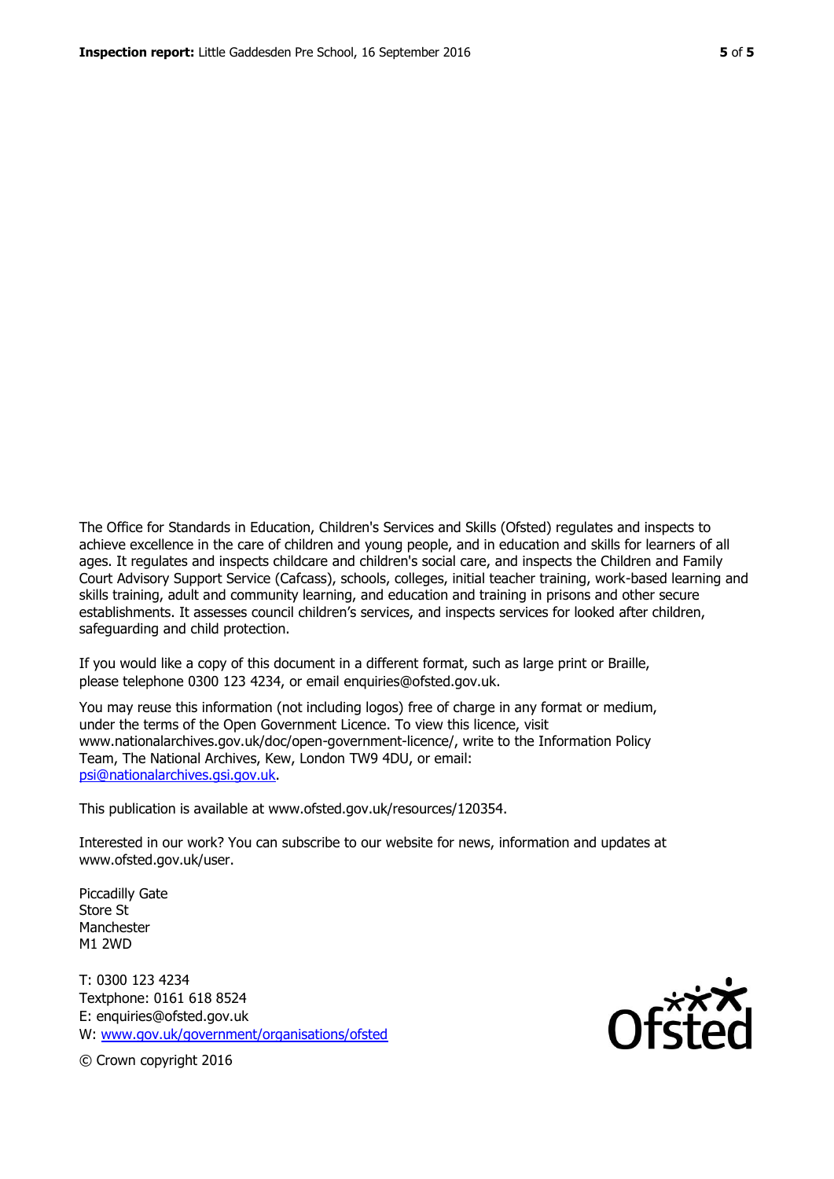The Office for Standards in Education, Children's Services and Skills (Ofsted) regulates and inspects to achieve excellence in the care of children and young people, and in education and skills for learners of all ages. It regulates and inspects childcare and children's social care, and inspects the Children and Family Court Advisory Support Service (Cafcass), schools, colleges, initial teacher training, work-based learning and skills training, adult and community learning, and education and training in prisons and other secure establishments. It assesses council children's services, and inspects services for looked after children, safeguarding and child protection.

If you would like a copy of this document in a different format, such as large print or Braille, please telephone 0300 123 4234, or email enquiries@ofsted.gov.uk.

You may reuse this information (not including logos) free of charge in any format or medium, under the terms of the Open Government Licence. To view this licence, visit www.nationalarchives.gov.uk/doc/open-government-licence/, write to the Information Policy Team, The National Archives, Kew, London TW9 4DU, or email: psi@nationalarchives.gsi.gov.uk.

This publication is available at www.ofsted.gov.uk/resources/120354.

Interested in our work? You can subscribe to our website for news, information and updates at www.ofsted.gov.uk/user.

Piccadilly Gate
Store St
Manchester
M1 2WD

T: 0300 123 4234
Textphone: 0161 618 8524
E: enquiries@ofsted.gov.uk
W: www.gov.uk/government/organisations/ofsted

© Crown copyright 2016